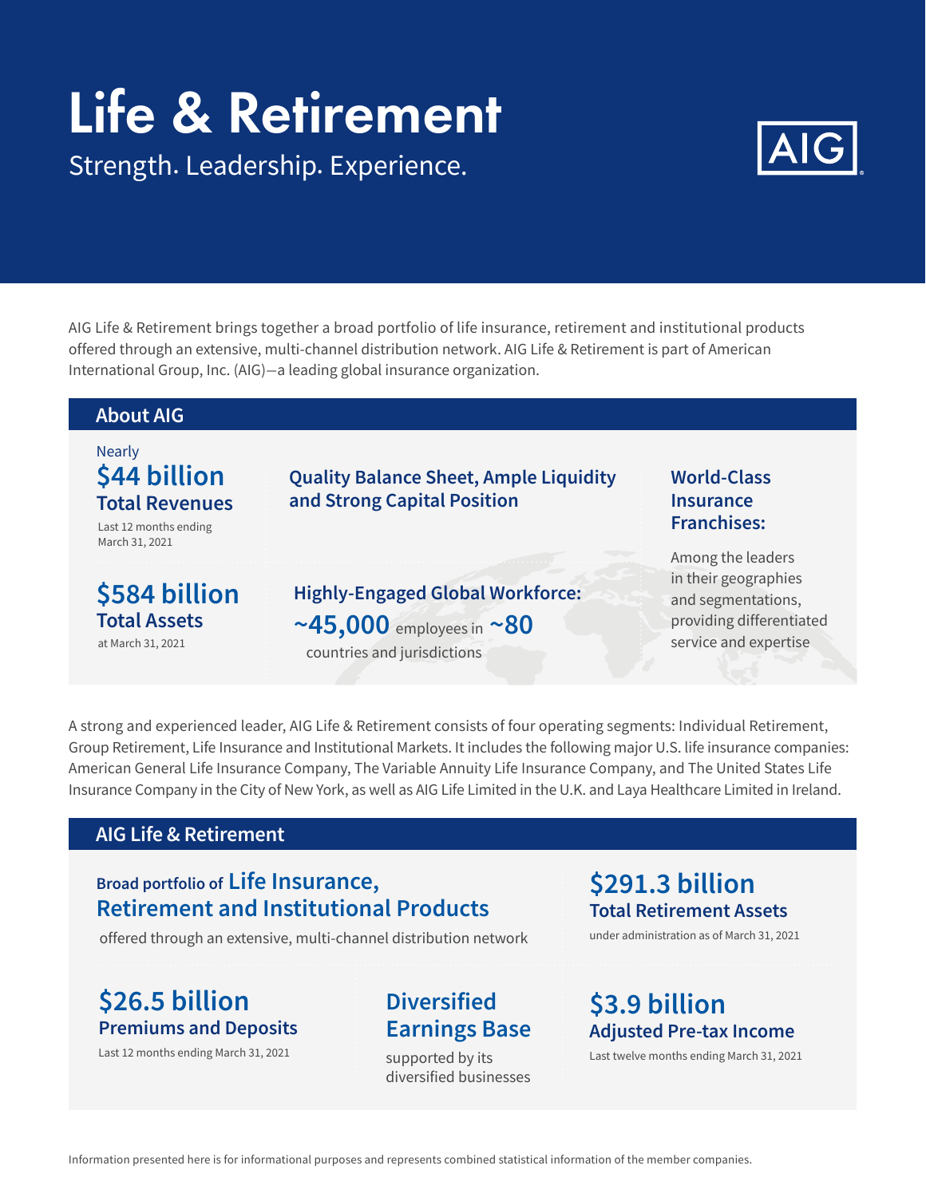# Life & Retirement

Strength. Leadership. Experience.

AIG

AIG Life & Retirement brings together a broad portfolio of life insurance, retirement and institutional products offered through an extensive, multi-channel distribution network. AIG Life & Retirement is part of American International Group, Inc. (AIG)—a leading global insurance organization.

## About AIG

Nearly
**$44 billion**
**Total Revenues**
Last 12 months ending March 31, 2021

**$584 billion**
**Total Assets**
at March 31, 2021

**Quality Balance Sheet, Ample Liquidity and Strong Capital Position**

**Highly-Engaged Global Workforce:**
**~45,000** employees in **~80** countries and jurisdictions

**World-Class Insurance Franchises:**
Among the leaders in their geographies and segmentations, providing differentiated service and expertise

A strong and experienced leader, AIG Life & Retirement consists of four operating segments: Individual Retirement, Group Retirement, Life Insurance and Institutional Markets. It includes the following major U.S. life insurance companies: American General Life Insurance Company, The Variable Annuity Life Insurance Company, and The United States Life Insurance Company in the City of New York, as well as AIG Life Limited in the U.K. and Laya Healthcare Limited in Ireland.

## AIG Life & Retirement

**Broad portfolio of Life Insurance, Retirement and Institutional Products**
offered through an extensive, multi-channel distribution network

**$291.3 billion**
**Total Retirement Assets**
under administration as of March 31, 2021

**$26.5 billion**
**Premiums and Deposits**
Last 12 months ending March 31, 2021

**Diversified Earnings Base**
supported by its diversified businesses

**$3.9 billion**
**Adjusted Pre-tax Income**
Last twelve months ending March 31, 2021

Information presented here is for informational purposes and represents combined statistical information of the member companies.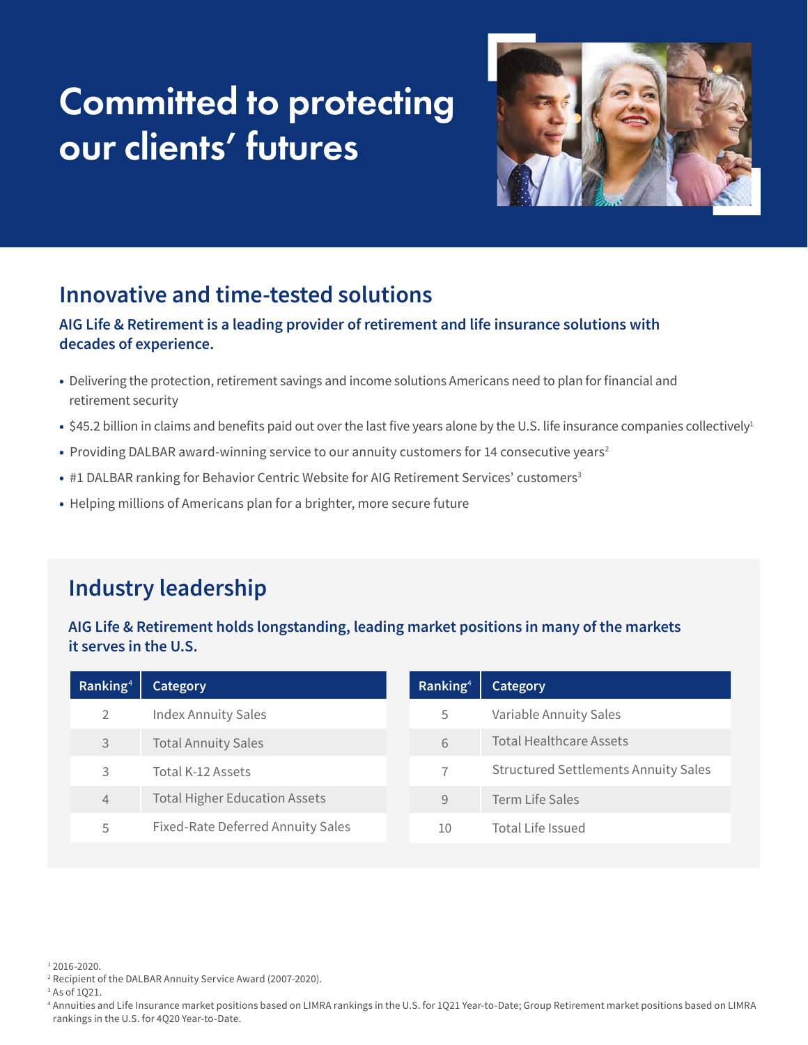# Committed to protecting our clients' futures

## Innovative and time-tested solutions

**AIG Life & Retirement is a leading provider of retirement and life insurance solutions with decades of experience.**

- Delivering the protection, retirement savings and income solutions Americans need to plan for financial and retirement security
- $45.2 billion in claims and benefits paid out over the last five years alone by the U.S. life insurance companies collectively[1]
- Providing DALBAR award-winning service to our annuity customers for 14 consecutive years[2]
- #1 DALBAR ranking for Behavior Centric Website for AIG Retirement Services' customers[3]
- Helping millions of Americans plan for a brighter, more secure future

## Industry leadership

**AIG Life & Retirement holds longstanding, leading market positions in many of the markets it serves in the U.S.**

| Ranking[4] | Category |
|---|---|
| 2 | Index Annuity Sales |
| 3 | Total Annuity Sales |
| 3 | Total K-12 Assets |
| 4 | Total Higher Education Assets |
| 5 | Fixed-Rate Deferred Annuity Sales |

| Ranking[4] | Category |
|---|---|
| 5 | Variable Annuity Sales |
| 6 | Total Healthcare Assets |
| 7 | Structured Settlements Annuity Sales |
| 9 | Term Life Sales |
| 10 | Total Life Issued |

[1] 2016-2020.
[2] Recipient of the DALBAR Annuity Service Award (2007-2020).
[3] As of 1Q21.
[4] Annuities and Life Insurance market positions based on LIMRA rankings in the U.S. for 1Q21 Year-to-Date; Group Retirement market positions based on LIMRA rankings in the U.S. for 4Q20 Year-to-Date.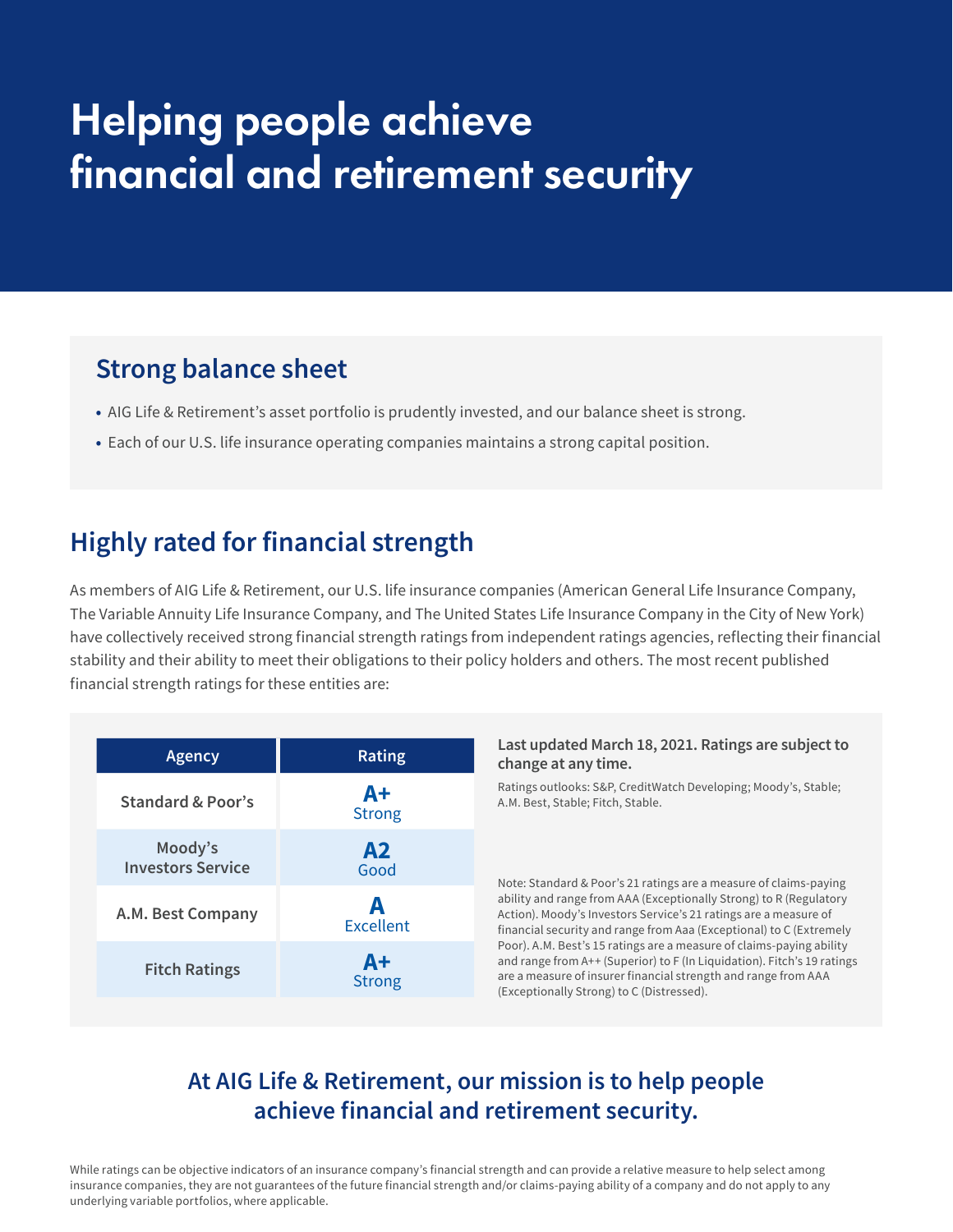# Helping people achieve financial and retirement security

## Strong balance sheet

- AIG Life & Retirement's asset portfolio is prudently invested, and our balance sheet is strong.
- Each of our U.S. life insurance operating companies maintains a strong capital position.

## Highly rated for financial strength

As members of AIG Life & Retirement, our U.S. life insurance companies (American General Life Insurance Company, The Variable Annuity Life Insurance Company, and The United States Life Insurance Company in the City of New York) have collectively received strong financial strength ratings from independent ratings agencies, reflecting their financial stability and their ability to meet their obligations to their policy holders and others. The most recent published financial strength ratings for these entities are:

| Agency | Rating |
|---|---|
| Standard & Poor's | **A+** Strong |
| Moody's Investors Service | **A2** Good |
| A.M. Best Company | **A** Excellent |
| Fitch Ratings | **A+** Strong |

**Last updated March 18, 2021. Ratings are subject to change at any time.**

Ratings outlooks: S&P, CreditWatch Developing; Moody's, Stable; A.M. Best, Stable; Fitch, Stable.

Note: Standard & Poor's 21 ratings are a measure of claims-paying ability and range from AAA (Exceptionally Strong) to R (Regulatory Action). Moody's Investors Service's 21 ratings are a measure of financial security and range from Aaa (Exceptional) to C (Extremely Poor). A.M. Best's 15 ratings are a measure of claims-paying ability and range from A++ (Superior) to F (In Liquidation). Fitch's 19 ratings are a measure of insurer financial strength and range from AAA (Exceptionally Strong) to C (Distressed).

## At AIG Life & Retirement, our mission is to help people achieve financial and retirement security.

While ratings can be objective indicators of an insurance company's financial strength and can provide a relative measure to help select among insurance companies, they are not guarantees of the future financial strength and/or claims-paying ability of a company and do not apply to any underlying variable portfolios, where applicable.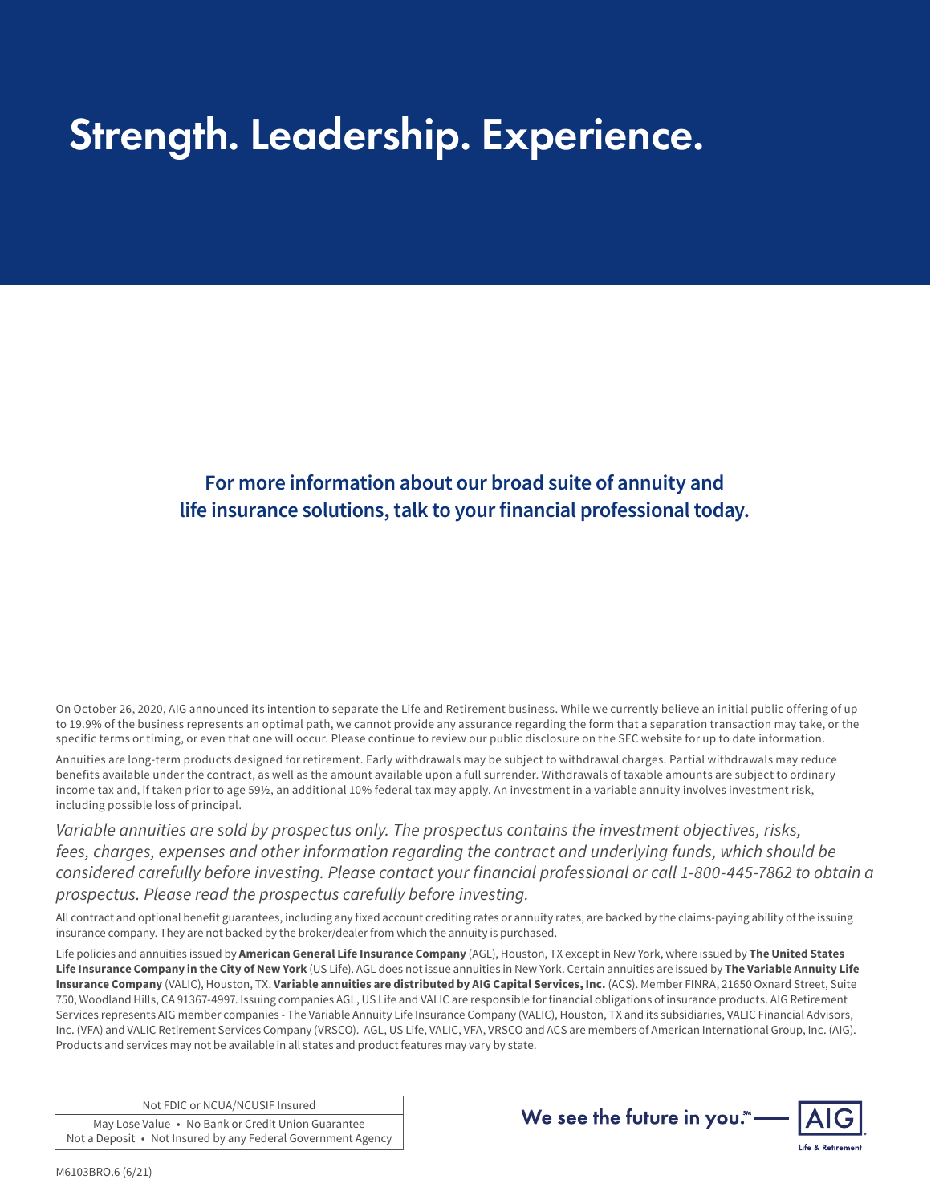# Strength. Leadership. Experience.

**For more information about our broad suite of annuity and life insurance solutions, talk to your financial professional today.**

On October 26, 2020, AIG announced its intention to separate the Life and Retirement business. While we currently believe an initial public offering of up to 19.9% of the business represents an optimal path, we cannot provide any assurance regarding the form that a separation transaction may take, or the specific terms or timing, or even that one will occur. Please continue to review our public disclosure on the SEC website for up to date information.

Annuities are long-term products designed for retirement. Early withdrawals may be subject to withdrawal charges. Partial withdrawals may reduce benefits available under the contract, as well as the amount available upon a full surrender. Withdrawals of taxable amounts are subject to ordinary income tax and, if taken prior to age 59½, an additional 10% federal tax may apply. An investment in a variable annuity involves investment risk, including possible loss of principal.

*Variable annuities are sold by prospectus only. The prospectus contains the investment objectives, risks, fees, charges, expenses and other information regarding the contract and underlying funds, which should be considered carefully before investing. Please contact your financial professional or call 1-800-445-7862 to obtain a prospectus. Please read the prospectus carefully before investing.*

All contract and optional benefit guarantees, including any fixed account crediting rates or annuity rates, are backed by the claims-paying ability of the issuing insurance company. They are not backed by the broker/dealer from which the annuity is purchased.

Life policies and annuities issued by **American General Life Insurance Company** (AGL), Houston, TX except in New York, where issued by **The United States Life Insurance Company in the City of New York** (US Life). AGL does not issue annuities in New York. Certain annuities are issued by **The Variable Annuity Life Insurance Company** (VALIC), Houston, TX. **Variable annuities are distributed by AIG Capital Services, Inc.** (ACS). Member FINRA, 21650 Oxnard Street, Suite 750, Woodland Hills, CA 91367-4997. Issuing companies AGL, US Life and VALIC are responsible for financial obligations of insurance products. AIG Retirement Services represents AIG member companies - The Variable Annuity Life Insurance Company (VALIC), Houston, TX and its subsidiaries, VALIC Financial Advisors, Inc. (VFA) and VALIC Retirement Services Company (VRSCO). AGL, US Life, VALIC, VFA, VRSCO and ACS are members of American International Group, Inc. (AIG). Products and services may not be available in all states and product features may vary by state.

| Not FDIC or NCUA/NCUSIF Insured |
|---|
| May Lose Value • No Bank or Credit Union Guarantee<br>Not a Deposit • Not Insured by any Federal Government Agency |

We see the future in you.℠ — AIG Life & Retirement

M6103BRO.6 (6/21)